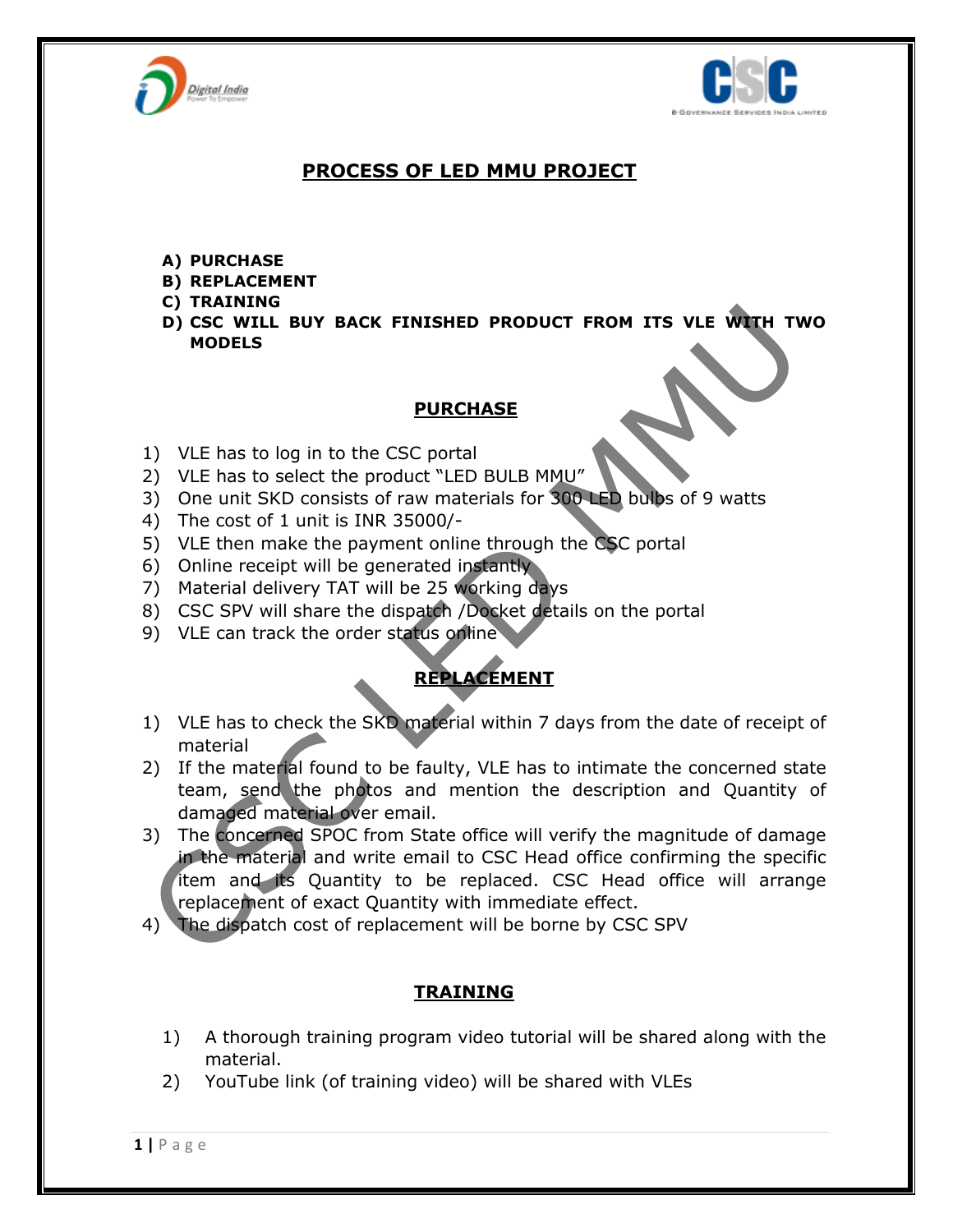# PROCESS OF LED MMU PROJECT

A) **PURCHASE**
B) **REPLACEMENT**
C) **TRAINING**
D) **CSC WILL BUY BACK FINISHED PRODUCT FROM ITS VLE WITH TWO MODELS**

## PURCHASE

1) VLE has to log in to the CSC portal
2) VLE has to select the product "LED BULB MMU"
3) One unit SKD consists of raw materials for 300 LED bulbs of 9 watts
4) The cost of 1 unit is INR 35000/-
5) VLE then make the payment online through the CSC portal
6) Online receipt will be generated instantly
7) Material delivery TAT will be 25 working days
8) CSC SPV will share the dispatch /Docket details on the portal
9) VLE can track the order status online

## REPLACEMENT

1) VLE has to check the SKD material within 7 days from the date of receipt of material
2) If the material found to be faulty, VLE has to intimate the concerned state team, send the photos and mention the description and Quantity of damaged material over email.
3) The concerned SPOC from State office will verify the magnitude of damage in the material and write email to CSC Head office confirming the specific item and its Quantity to be replaced. CSC Head office will arrange replacement of exact Quantity with immediate effect.
4) The dispatch cost of replacement will be borne by CSC SPV

## TRAINING

1) A thorough training program video tutorial will be shared along with the material.
2) YouTube link (of training video) will be shared with VLEs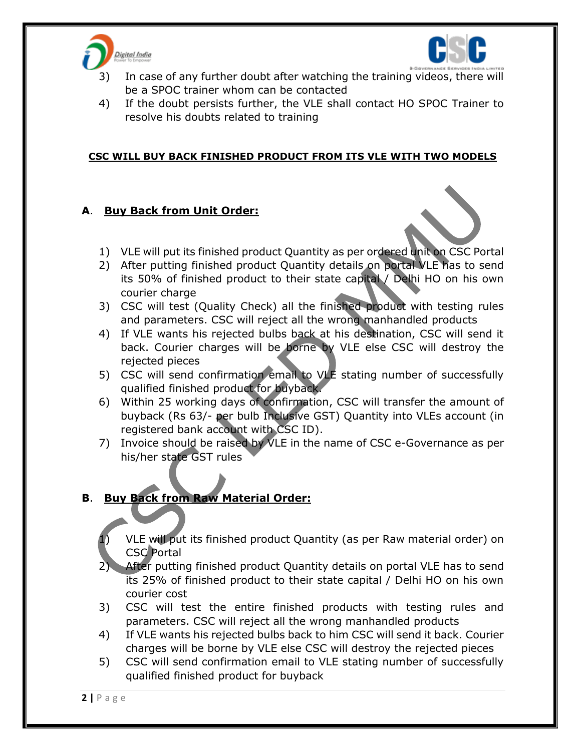3) In case of any further doubt after watching the training videos, there will be a SPOC trainer whom can be contacted
4) If the doubt persists further, the VLE shall contact HO SPOC Trainer to resolve his doubts related to training

**CSC WILL BUY BACK FINISHED PRODUCT FROM ITS VLE WITH TWO MODELS**

## A. Buy Back from Unit Order:

1) VLE will put its finished product Quantity as per ordered unit on CSC Portal
2) After putting finished product Quantity details on portal VLE has to send its 50% of finished product to their state capital / Delhi HO on his own courier charge
3) CSC will test (Quality Check) all the finished product with testing rules and parameters. CSC will reject all the wrong manhandled products
4) If VLE wants his rejected bulbs back at his destination, CSC will send it back. Courier charges will be borne by VLE else CSC will destroy the rejected pieces
5) CSC will send confirmation email to VLE stating number of successfully qualified finished product for buyback.
6) Within 25 working days of confirmation, CSC will transfer the amount of buyback (Rs 63/- per bulb Inclusive GST) Quantity into VLEs account (in registered bank account with CSC ID).
7) Invoice should be raised by VLE in the name of CSC e-Governance as per his/her state GST rules

## B. Buy Back from Raw Material Order:

1) VLE will put its finished product Quantity (as per Raw material order) on CSC Portal
2) After putting finished product Quantity details on portal VLE has to send its 25% of finished product to their state capital / Delhi HO on his own courier cost
3) CSC will test the entire finished products with testing rules and parameters. CSC will reject all the wrong manhandled products
4) If VLE wants his rejected bulbs back to him CSC will send it back. Courier charges will be borne by VLE else CSC will destroy the rejected pieces
5) CSC will send confirmation email to VLE stating number of successfully qualified finished product for buyback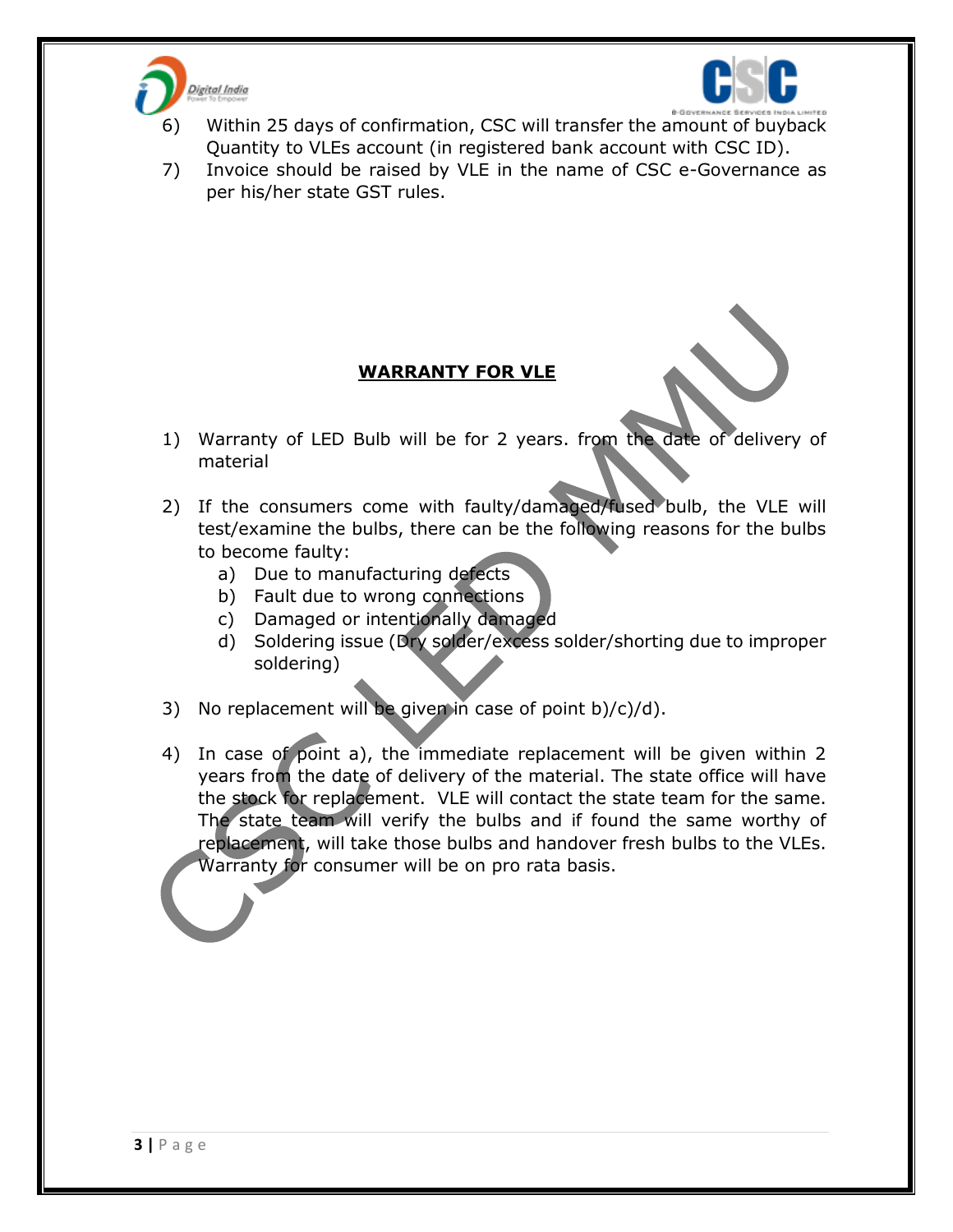6) Within 25 days of confirmation, CSC will transfer the amount of buyback Quantity to VLEs account (in registered bank account with CSC ID).
7) Invoice should be raised by VLE in the name of CSC e-Governance as per his/her state GST rules.

## WARRANTY FOR VLE

1) Warranty of LED Bulb will be for 2 years. from the date of delivery of material

2) If the consumers come with faulty/damaged/fused bulb, the VLE will test/examine the bulbs, there can be the following reasons for the bulbs to become faulty:
   a) Due to manufacturing defects
   b) Fault due to wrong connections
   c) Damaged or intentionally damaged
   d) Soldering issue (Dry solder/excess solder/shorting due to improper soldering)

3) No replacement will be given in case of point b)/c)/d).

4) In case of point a), the immediate replacement will be given within 2 years from the date of delivery of the material. The state office will have the stock for replacement. VLE will contact the state team for the same. The state team will verify the bulbs and if found the same worthy of replacement, will take those bulbs and handover fresh bulbs to the VLEs. Warranty for consumer will be on pro rata basis.